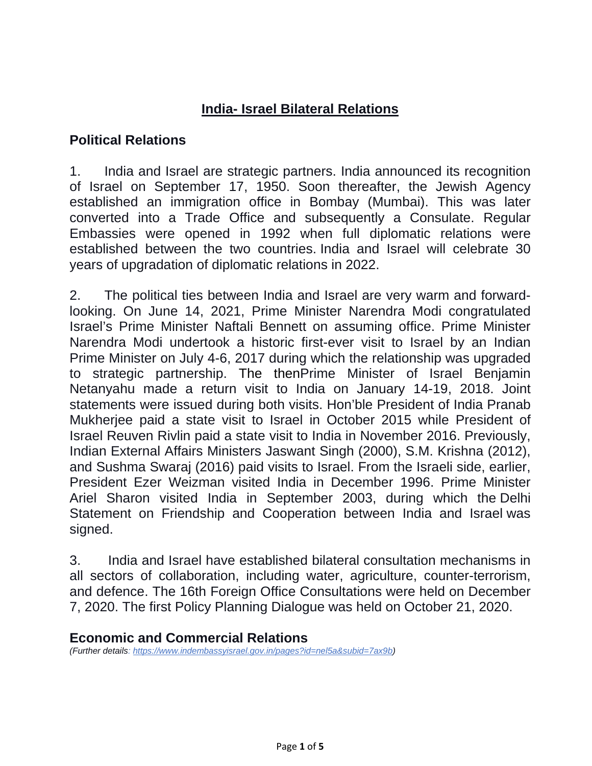# India- Israel Bilateral Relations

## Political Relations

1. India and Israel are strategic partners. India announced its recognition of Israel on September 17, 1950. Soon thereafter, the Jewish Agency established an immigration office in Bombay (Mumbai). This was later converted into a Trade Office and subsequently a Consulate. Regular Embassies were opened in 1992 when full diplomatic relations were established between the two countries. India and Israel will celebrate 30 years of upgradation of diplomatic relations in 2022.

2. The political ties between India and Israel are very warm and forward-looking. On June 14, 2021, Prime Minister Narendra Modi congratulated Israel's Prime Minister Naftali Bennett on assuming office. Prime Minister Narendra Modi undertook a historic first-ever visit to Israel by an Indian Prime Minister on July 4-6, 2017 during which the relationship was upgraded to strategic partnership. The thenPrime Minister of Israel Benjamin Netanyahu made a return visit to India on January 14-19, 2018. Joint statements were issued during both visits. Hon'ble President of India Pranab Mukherjee paid a state visit to Israel in October 2015 while President of Israel Reuven Rivlin paid a state visit to India in November 2016. Previously, Indian External Affairs Ministers Jaswant Singh (2000), S.M. Krishna (2012), and Sushma Swaraj (2016) paid visits to Israel. From the Israeli side, earlier, President Ezer Weizman visited India in December 1996. Prime Minister Ariel Sharon visited India in September 2003, during which the Delhi Statement on Friendship and Cooperation between India and Israel was signed.

3. India and Israel have established bilateral consultation mechanisms in all sectors of collaboration, including water, agriculture, counter-terrorism, and defence. The 16th Foreign Office Consultations were held on December 7, 2020. The first Policy Planning Dialogue was held on October 21, 2020.

## Economic and Commercial Relations

*(Further details: https://www.indembassyisrael.gov.in/pages?id=nel5a&subid=7ax9b)*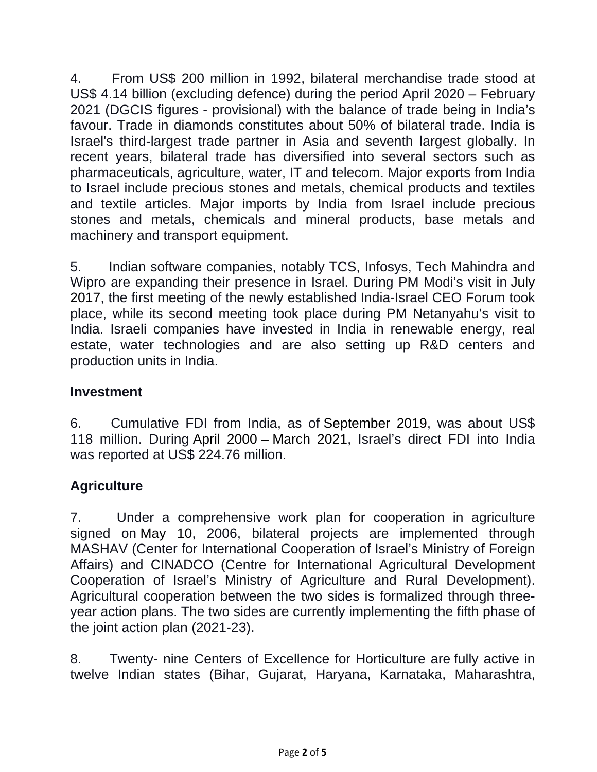4. From US$ 200 million in 1992, bilateral merchandise trade stood at US$ 4.14 billion (excluding defence) during the period April 2020 – February 2021 (DGCIS figures - provisional) with the balance of trade being in India's favour. Trade in diamonds constitutes about 50% of bilateral trade. India is Israel's third-largest trade partner in Asia and seventh largest globally. In recent years, bilateral trade has diversified into several sectors such as pharmaceuticals, agriculture, water, IT and telecom. Major exports from India to Israel include precious stones and metals, chemical products and textiles and textile articles. Major imports by India from Israel include precious stones and metals, chemicals and mineral products, base metals and machinery and transport equipment.

5. Indian software companies, notably TCS, Infosys, Tech Mahindra and Wipro are expanding their presence in Israel. During PM Modi's visit in July 2017, the first meeting of the newly established India-Israel CEO Forum took place, while its second meeting took place during PM Netanyahu's visit to India. Israeli companies have invested in India in renewable energy, real estate, water technologies and are also setting up R&D centers and production units in India.

## Investment

6. Cumulative FDI from India, as of September 2019, was about US$ 118 million. During April 2000 – March 2021, Israel's direct FDI into India was reported at US$ 224.76 million.

## Agriculture

7. Under a comprehensive work plan for cooperation in agriculture signed on May 10, 2006, bilateral projects are implemented through MASHAV (Center for International Cooperation of Israel's Ministry of Foreign Affairs) and CINADCO (Centre for International Agricultural Development Cooperation of Israel's Ministry of Agriculture and Rural Development). Agricultural cooperation between the two sides is formalized through three-year action plans. The two sides are currently implementing the fifth phase of the joint action plan (2021-23).

8. Twenty- nine Centers of Excellence for Horticulture are fully active in twelve Indian states (Bihar, Gujarat, Haryana, Karnataka, Maharashtra,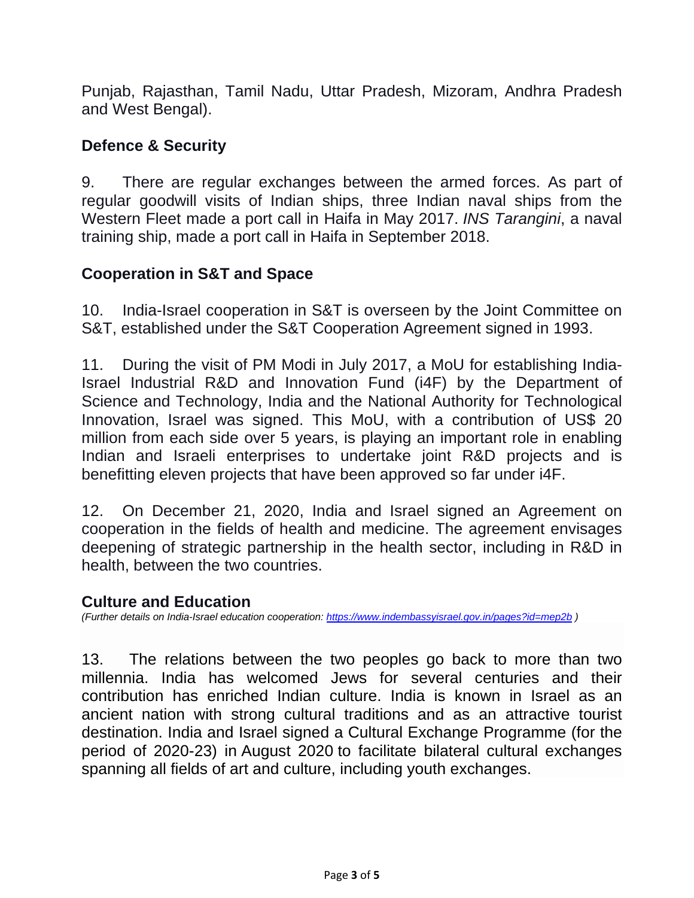Punjab, Rajasthan, Tamil Nadu, Uttar Pradesh, Mizoram, Andhra Pradesh and West Bengal).

## Defence & Security

9. There are regular exchanges between the armed forces. As part of regular goodwill visits of Indian ships, three Indian naval ships from the Western Fleet made a port call in Haifa in May 2017. *INS Tarangini*, a naval training ship, made a port call in Haifa in September 2018.

## Cooperation in S&T and Space

10. India-Israel cooperation in S&T is overseen by the Joint Committee on S&T, established under the S&T Cooperation Agreement signed in 1993.

11. During the visit of PM Modi in July 2017, a MoU for establishing India-Israel Industrial R&D and Innovation Fund (i4F) by the Department of Science and Technology, India and the National Authority for Technological Innovation, Israel was signed. This MoU, with a contribution of US$ 20 million from each side over 5 years, is playing an important role in enabling Indian and Israeli enterprises to undertake joint R&D projects and is benefitting eleven projects that have been approved so far under i4F.

12. On December 21, 2020, India and Israel signed an Agreement on cooperation in the fields of health and medicine. The agreement envisages deepening of strategic partnership in the health sector, including in R&D in health, between the two countries.

## Culture and Education

*(Further details on India-Israel education cooperation: [https://www.indembassyisrael.gov.in/pages?id=mep2b](https://www.indembassyisrael.gov.in/pages?id=mep2b) )*

13. The relations between the two peoples go back to more than two millennia. India has welcomed Jews for several centuries and their contribution has enriched Indian culture. India is known in Israel as an ancient nation with strong cultural traditions and as an attractive tourist destination. India and Israel signed a Cultural Exchange Programme (for the period of 2020-23) in August 2020 to facilitate bilateral cultural exchanges spanning all fields of art and culture, including youth exchanges.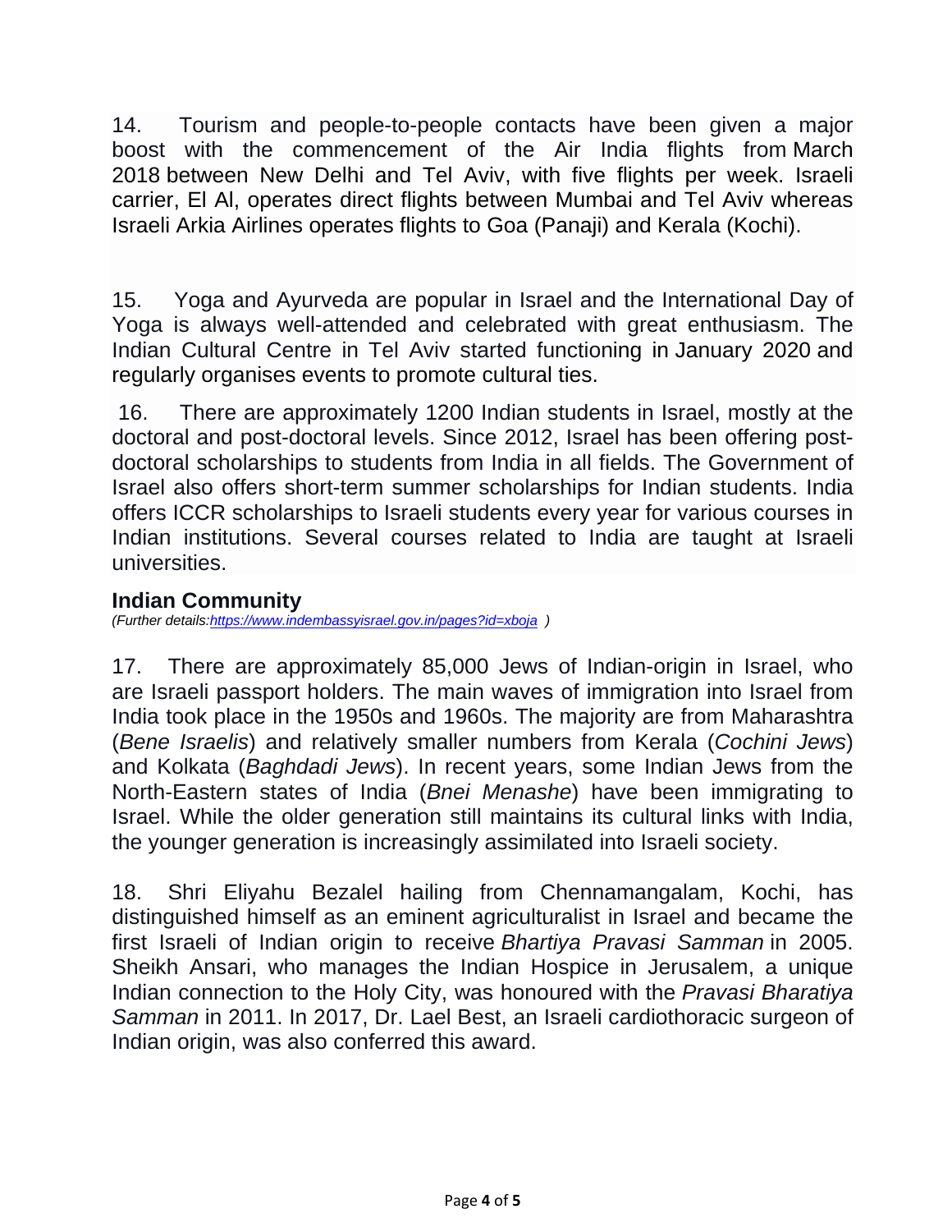14. Tourism and people-to-people contacts have been given a major boost with the commencement of the Air India flights from March 2018 between New Delhi and Tel Aviv, with five flights per week. Israeli carrier, El Al, operates direct flights between Mumbai and Tel Aviv whereas Israeli Arkia Airlines operates flights to Goa (Panaji) and Kerala (Kochi).

15. Yoga and Ayurveda are popular in Israel and the International Day of Yoga is always well-attended and celebrated with great enthusiasm. The Indian Cultural Centre in Tel Aviv started functioning in January 2020 and regularly organises events to promote cultural ties.

16. There are approximately 1200 Indian students in Israel, mostly at the doctoral and post-doctoral levels. Since 2012, Israel has been offering post-doctoral scholarships to students from India in all fields. The Government of Israel also offers short-term summer scholarships for Indian students. India offers ICCR scholarships to Israeli students every year for various courses in Indian institutions. Several courses related to India are taught at Israeli universities.

## Indian Community

*(Further details:[https://www.indembassyisrael.gov.in/pages?id=xboja](https://www.indembassyisrael.gov.in/pages?id=xboja) )*

17. There are approximately 85,000 Jews of Indian-origin in Israel, who are Israeli passport holders. The main waves of immigration into Israel from India took place in the 1950s and 1960s. The majority are from Maharashtra (*Bene Israelis*) and relatively smaller numbers from Kerala (*Cochini Jews*) and Kolkata (*Baghdadi Jews*). In recent years, some Indian Jews from the North-Eastern states of India (*Bnei Menashe*) have been immigrating to Israel. While the older generation still maintains its cultural links with India, the younger generation is increasingly assimilated into Israeli society.

18. Shri Eliyahu Bezalel hailing from Chennamangalam, Kochi, has distinguished himself as an eminent agriculturalist in Israel and became the first Israeli of Indian origin to receive *Bhartiya Pravasi Samman* in 2005. Sheikh Ansari, who manages the Indian Hospice in Jerusalem, a unique Indian connection to the Holy City, was honoured with the *Pravasi Bharatiya Samman* in 2011. In 2017, Dr. Lael Best, an Israeli cardiothoracic surgeon of Indian origin, was also conferred this award.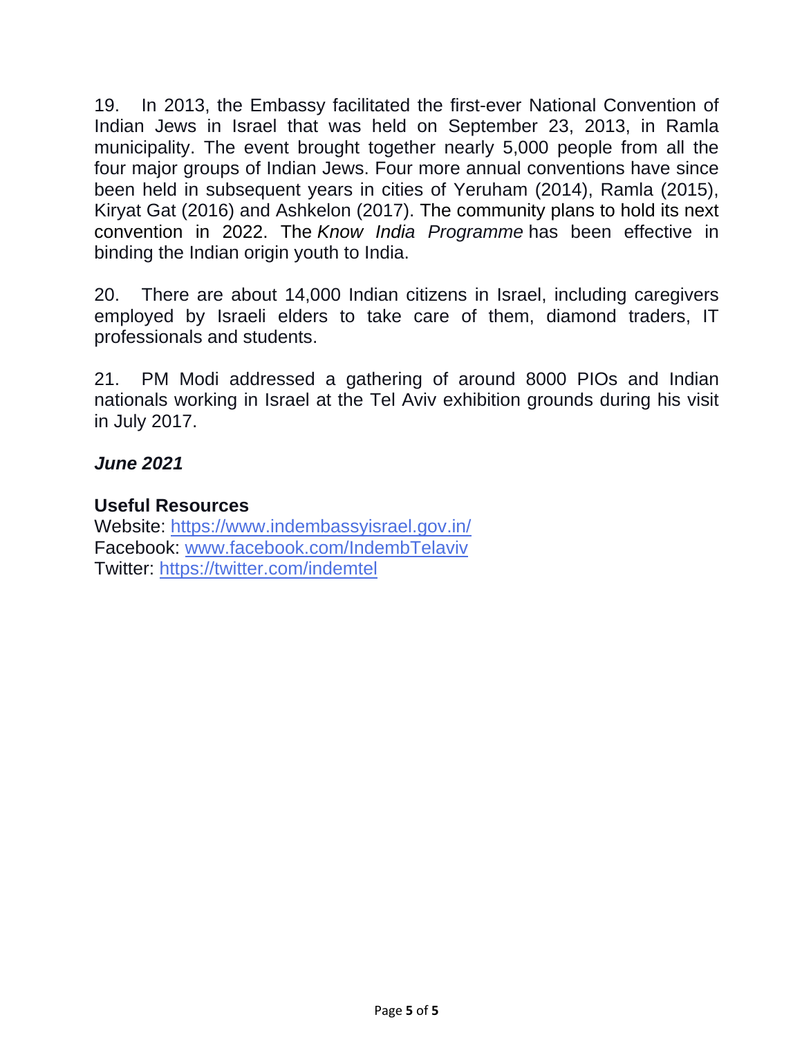19. In 2013, the Embassy facilitated the first-ever National Convention of Indian Jews in Israel that was held on September 23, 2013, in Ramla municipality. The event brought together nearly 5,000 people from all the four major groups of Indian Jews. Four more annual conventions have since been held in subsequent years in cities of Yeruham (2014), Ramla (2015), Kiryat Gat (2016) and Ashkelon (2017). The community plans to hold its next convention in 2022. The *Know India Programme* has been effective in binding the Indian origin youth to India.

20. There are about 14,000 Indian citizens in Israel, including caregivers employed by Israeli elders to take care of them, diamond traders, IT professionals and students.

21. PM Modi addressed a gathering of around 8000 PIOs and Indian nationals working in Israel at the Tel Aviv exhibition grounds during his visit in July 2017.

***June 2021***

**Useful Resources**

Website: https://www.indembassyisrael.gov.in/
Facebook: www.facebook.com/IndembTelaviv
Twitter: https://twitter.com/indemtel